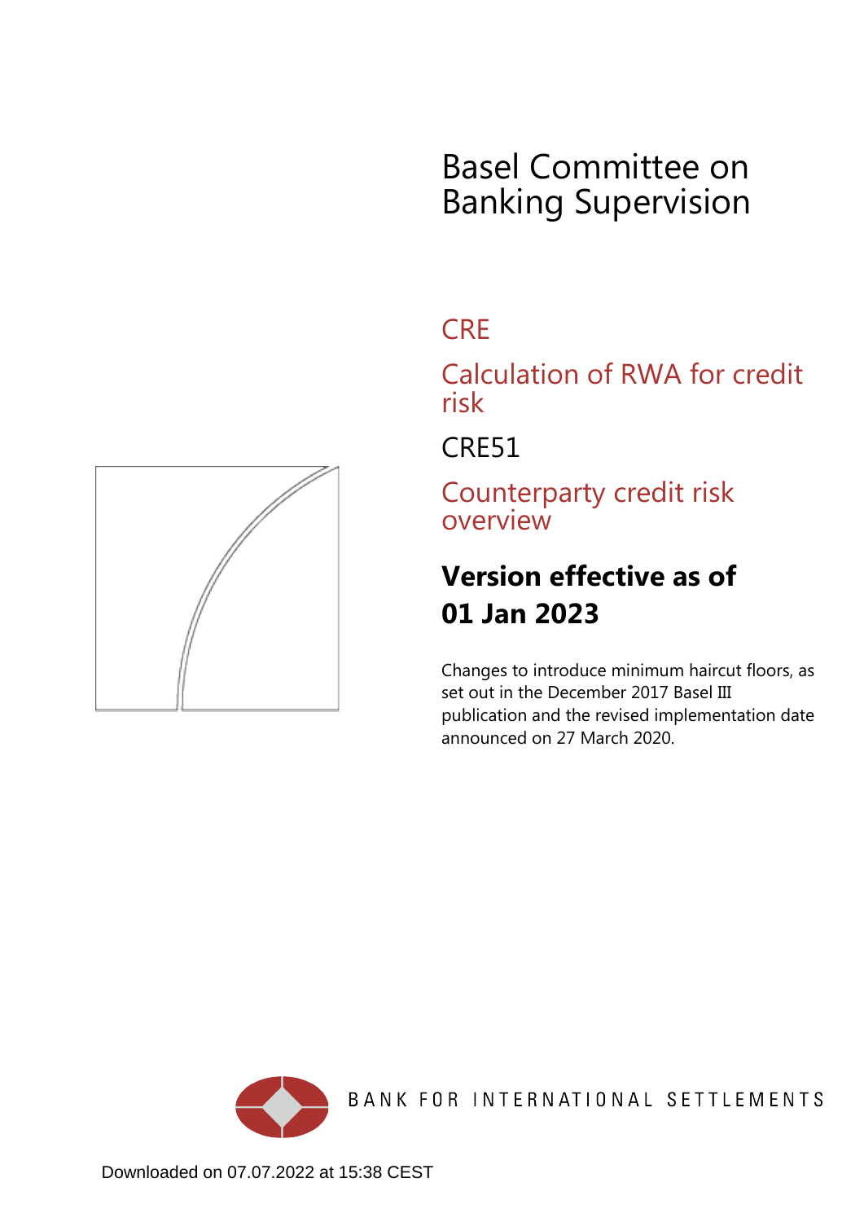# Basel Committee on Banking Supervision

## CRE

## Calculation of RWA for credit risk

## CRE51

## Counterparty credit risk overview

**Version effective as of**

**01 Jan 2023**

Changes to introduce minimum haircut floors, as set out in the December 2017 Basel III publication and the revised implementation date announced on 27 March 2020.

BANK FOR INTERNATIONAL SETTLEMENTS

Downloaded on 07.07.2022 at 15:38 CEST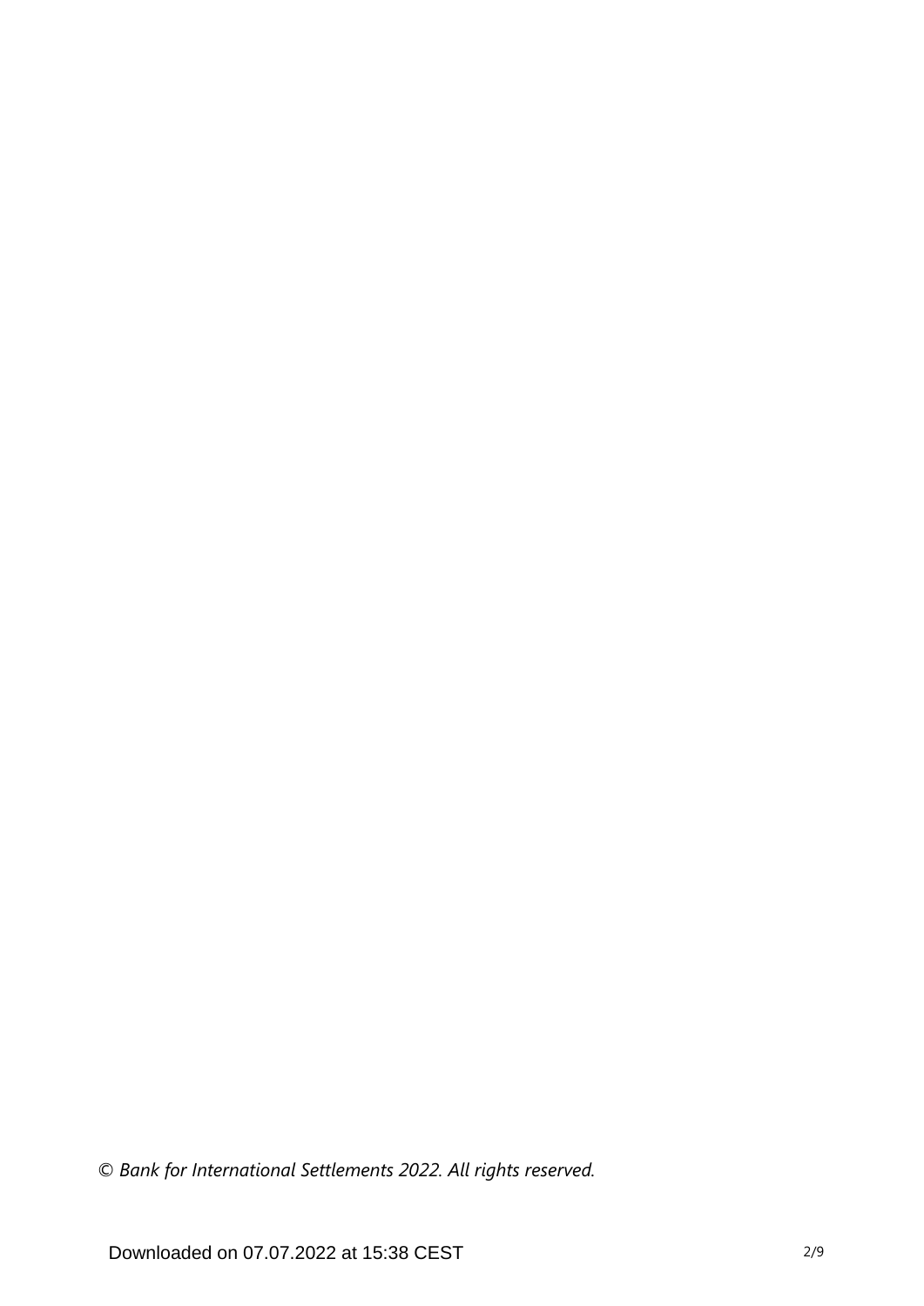*© Bank for International Settlements 2022. All rights reserved.*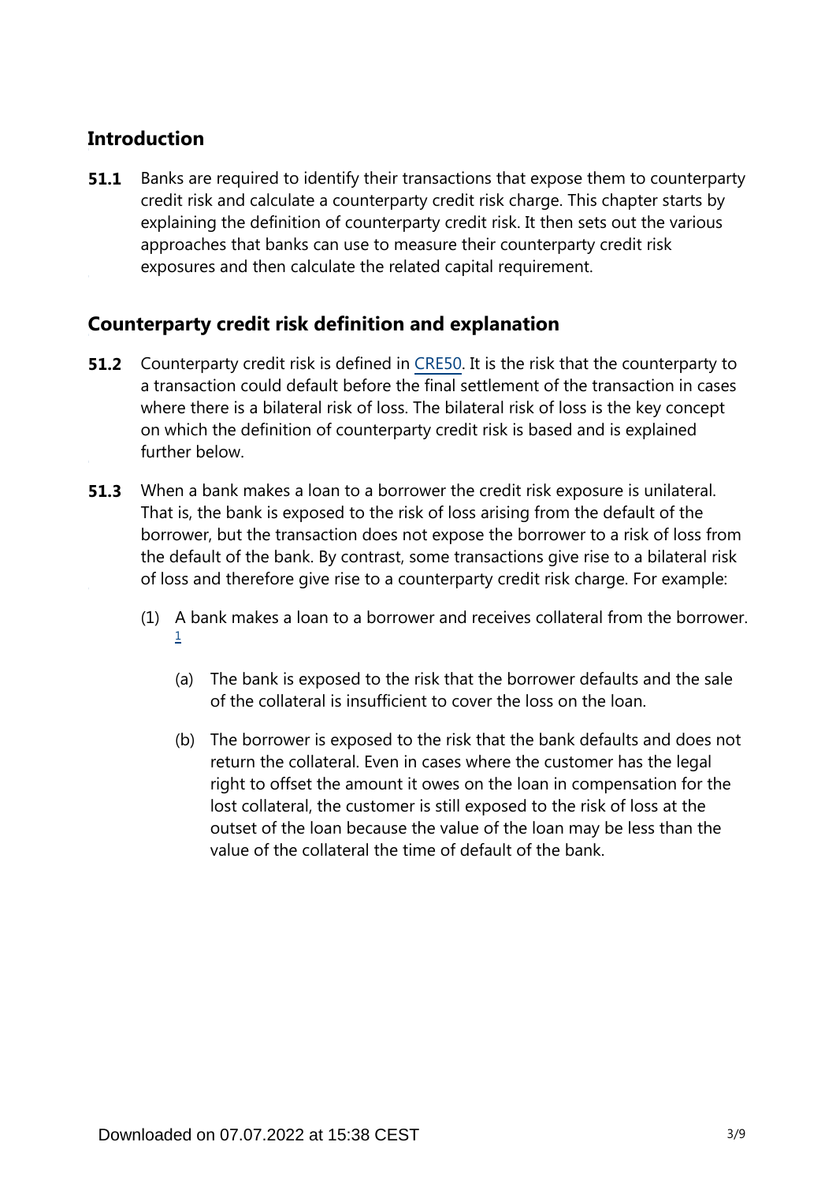## Introduction

**51.1** Banks are required to identify their transactions that expose them to counterparty credit risk and calculate a counterparty credit risk charge. This chapter starts by explaining the definition of counterparty credit risk. It then sets out the various approaches that banks can use to measure their counterparty credit risk exposures and then calculate the related capital requirement.

## Counterparty credit risk definition and explanation

**51.2** Counterparty credit risk is defined in CRE50. It is the risk that the counterparty to a transaction could default before the final settlement of the transaction in cases where there is a bilateral risk of loss. The bilateral risk of loss is the key concept on which the definition of counterparty credit risk is based and is explained further below.

**51.3** When a bank makes a loan to a borrower the credit risk exposure is unilateral. That is, the bank is exposed to the risk of loss arising from the default of the borrower, but the transaction does not expose the borrower to a risk of loss from the default of the bank. By contrast, some transactions give rise to a bilateral risk of loss and therefore give rise to a counterparty credit risk charge. For example:

(1) A bank makes a loan to a borrower and receives collateral from the borrower. [1]

(a) The bank is exposed to the risk that the borrower defaults and the sale of the collateral is insufficient to cover the loss on the loan.

(b) The borrower is exposed to the risk that the bank defaults and does not return the collateral. Even in cases where the customer has the legal right to offset the amount it owes on the loan in compensation for the lost collateral, the customer is still exposed to the risk of loss at the outset of the loan because the value of the loan may be less than the value of the collateral the time of default of the bank.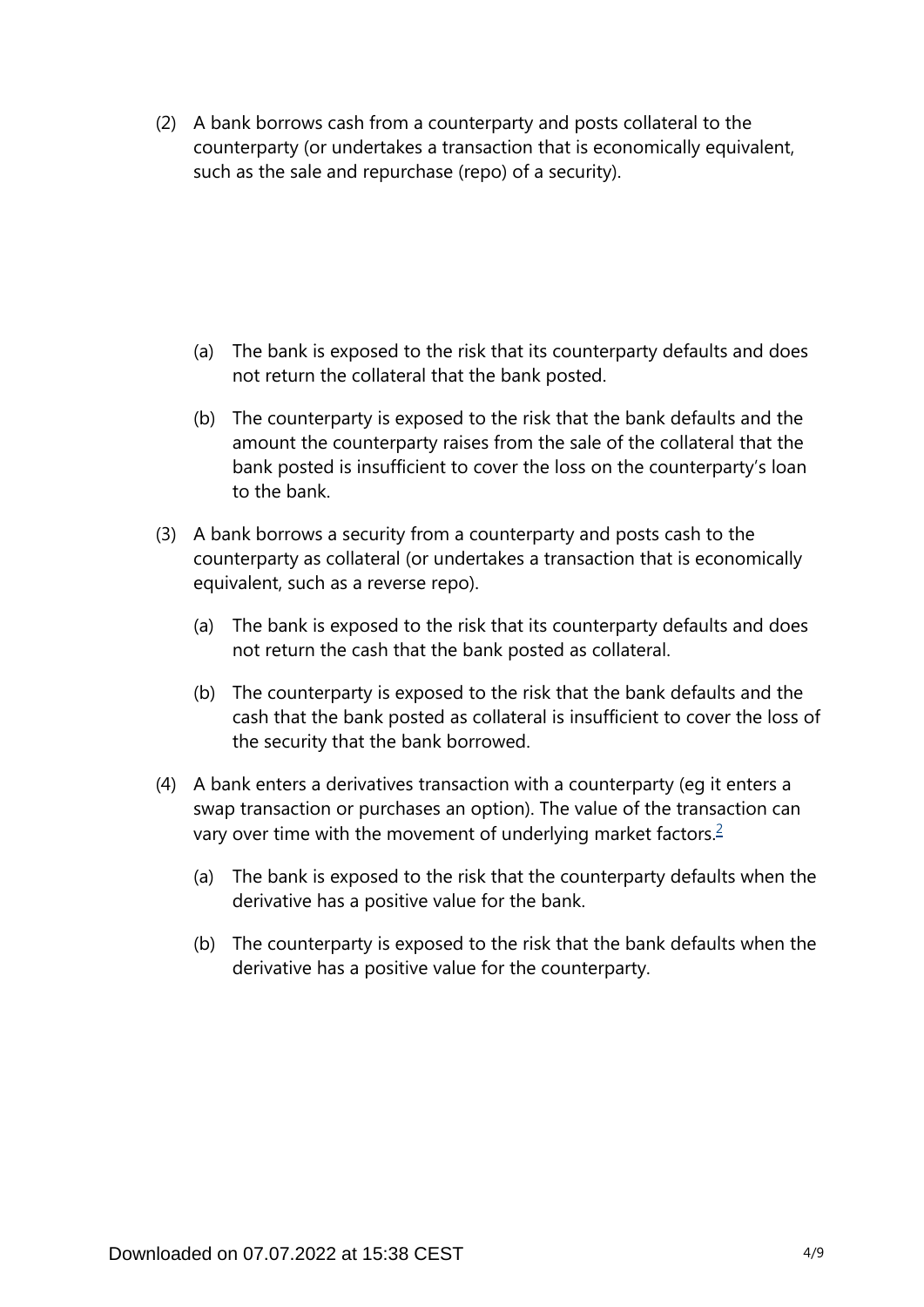(2) A bank borrows cash from a counterparty and posts collateral to the counterparty (or undertakes a transaction that is economically equivalent, such as the sale and repurchase (repo) of a security).

  (a) The bank is exposed to the risk that its counterparty defaults and does not return the collateral that the bank posted.

  (b) The counterparty is exposed to the risk that the bank defaults and the amount the counterparty raises from the sale of the collateral that the bank posted is insufficient to cover the loss on the counterparty's loan to the bank.

(3) A bank borrows a security from a counterparty and posts cash to the counterparty as collateral (or undertakes a transaction that is economically equivalent, such as a reverse repo).

  (a) The bank is exposed to the risk that its counterparty defaults and does not return the cash that the bank posted as collateral.

  (b) The counterparty is exposed to the risk that the bank defaults and the cash that the bank posted as collateral is insufficient to cover the loss of the security that the bank borrowed.

(4) A bank enters a derivatives transaction with a counterparty (eg it enters a swap transaction or purchases an option). The value of the transaction can vary over time with the movement of underlying market factors.[2]

  (a) The bank is exposed to the risk that the counterparty defaults when the derivative has a positive value for the bank.

  (b) The counterparty is exposed to the risk that the bank defaults when the derivative has a positive value for the counterparty.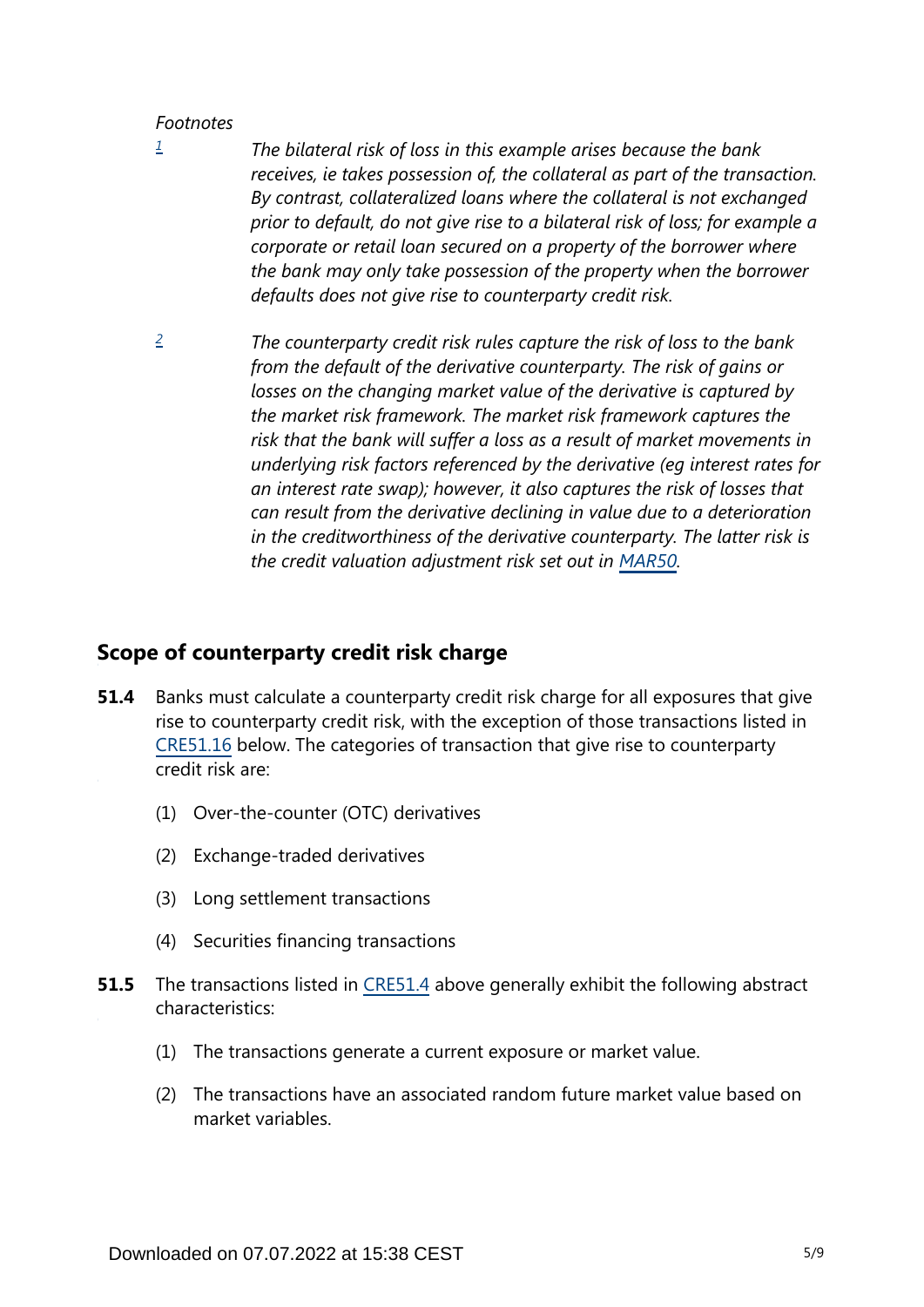*Footnotes*

[1] *The bilateral risk of loss in this example arises because the bank receives, ie takes possession of, the collateral as part of the transaction. By contrast, collateralized loans where the collateral is not exchanged prior to default, do not give rise to a bilateral risk of loss; for example a corporate or retail loan secured on a property of the borrower where the bank may only take possession of the property when the borrower defaults does not give rise to counterparty credit risk.*

[2] *The counterparty credit risk rules capture the risk of loss to the bank from the default of the derivative counterparty. The risk of gains or losses on the changing market value of the derivative is captured by the market risk framework. The market risk framework captures the risk that the bank will suffer a loss as a result of market movements in underlying risk factors referenced by the derivative (eg interest rates for an interest rate swap); however, it also captures the risk of losses that can result from the derivative declining in value due to a deterioration in the creditworthiness of the derivative counterparty. The latter risk is the credit valuation adjustment risk set out in MAR50.*

## Scope of counterparty credit risk charge

**51.4** Banks must calculate a counterparty credit risk charge for all exposures that give rise to counterparty credit risk, with the exception of those transactions listed in CRE51.16 below. The categories of transaction that give rise to counterparty credit risk are:

(1) Over-the-counter (OTC) derivatives

(2) Exchange-traded derivatives

(3) Long settlement transactions

(4) Securities financing transactions

**51.5** The transactions listed in CRE51.4 above generally exhibit the following abstract characteristics:

(1) The transactions generate a current exposure or market value.

(2) The transactions have an associated random future market value based on market variables.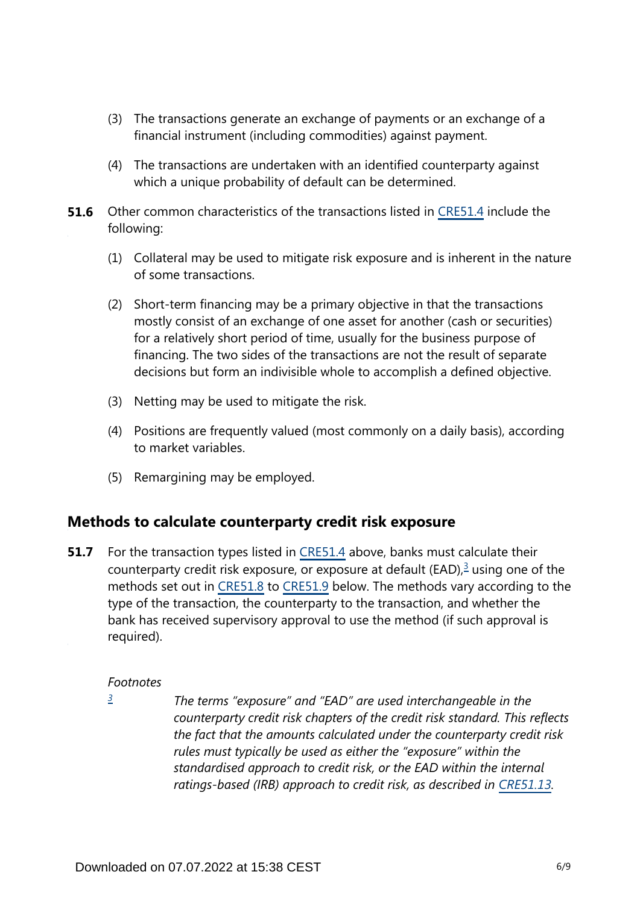(3) The transactions generate an exchange of payments or an exchange of a financial instrument (including commodities) against payment.

(4) The transactions are undertaken with an identified counterparty against which a unique probability of default can be determined.

**51.6** Other common characteristics of the transactions listed in CRE51.4 include the following:

(1) Collateral may be used to mitigate risk exposure and is inherent in the nature of some transactions.

(2) Short-term financing may be a primary objective in that the transactions mostly consist of an exchange of one asset for another (cash or securities) for a relatively short period of time, usually for the business purpose of financing. The two sides of the transactions are not the result of separate decisions but form an indivisible whole to accomplish a defined objective.

(3) Netting may be used to mitigate the risk.

(4) Positions are frequently valued (most commonly on a daily basis), according to market variables.

(5) Remargining may be employed.

## Methods to calculate counterparty credit risk exposure

**51.7** For the transaction types listed in CRE51.4 above, banks must calculate their counterparty credit risk exposure, or exposure at default (EAD),[3] using one of the methods set out in CRE51.8 to CRE51.9 below. The methods vary according to the type of the transaction, the counterparty to the transaction, and whether the bank has received supervisory approval to use the method (if such approval is required).

*Footnotes*

[3] *The terms "exposure" and "EAD" are used interchangeable in the counterparty credit risk chapters of the credit risk standard. This reflects the fact that the amounts calculated under the counterparty credit risk rules must typically be used as either the "exposure" within the standardised approach to credit risk, or the EAD within the internal ratings-based (IRB) approach to credit risk, as described in CRE51.13.*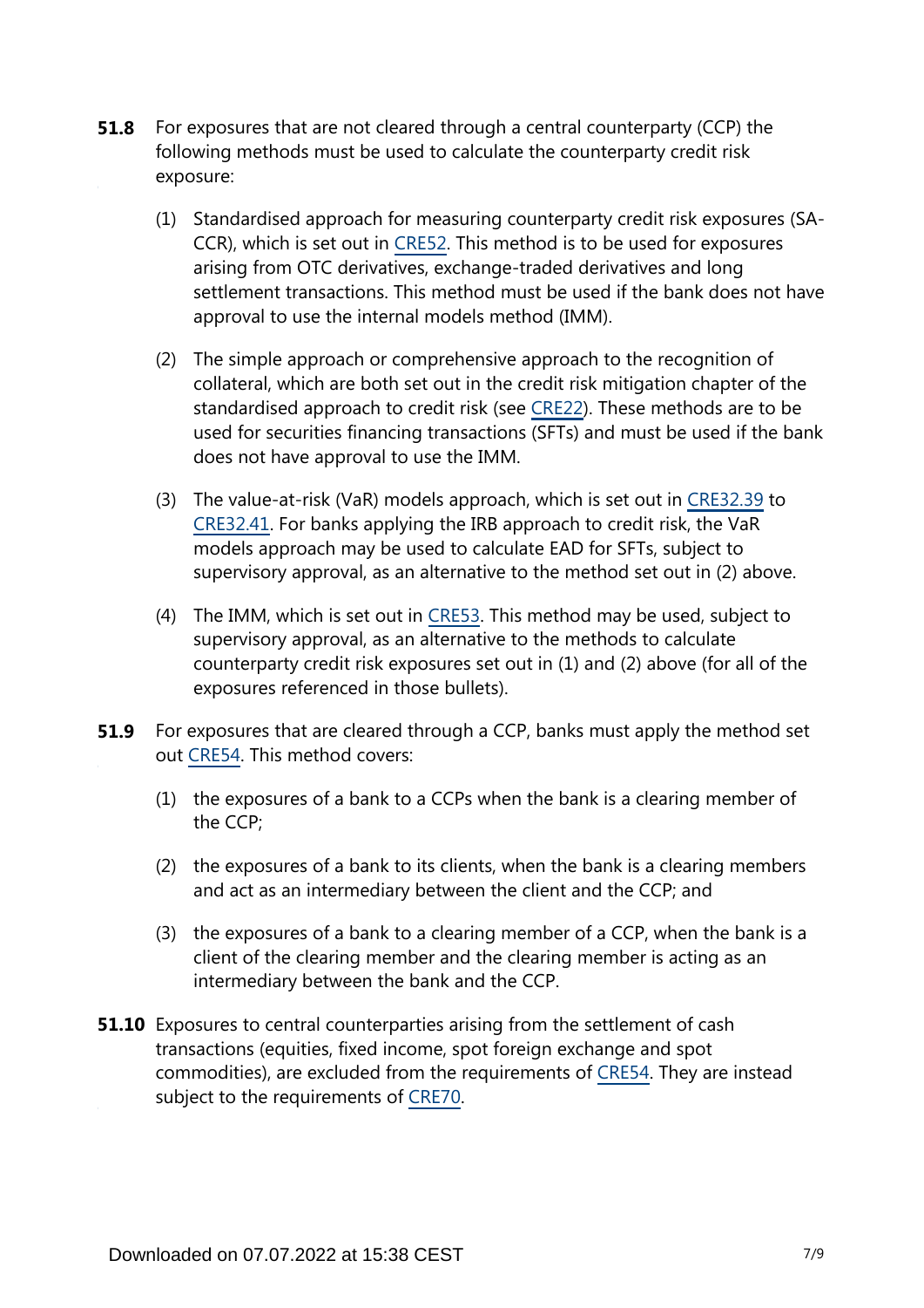**51.8** For exposures that are not cleared through a central counterparty (CCP) the following methods must be used to calculate the counterparty credit risk exposure:

(1) Standardised approach for measuring counterparty credit risk exposures (SA-CCR), which is set out in CRE52. This method is to be used for exposures arising from OTC derivatives, exchange-traded derivatives and long settlement transactions. This method must be used if the bank does not have approval to use the internal models method (IMM).

(2) The simple approach or comprehensive approach to the recognition of collateral, which are both set out in the credit risk mitigation chapter of the standardised approach to credit risk (see CRE22). These methods are to be used for securities financing transactions (SFTs) and must be used if the bank does not have approval to use the IMM.

(3) The value-at-risk (VaR) models approach, which is set out in CRE32.39 to CRE32.41. For banks applying the IRB approach to credit risk, the VaR models approach may be used to calculate EAD for SFTs, subject to supervisory approval, as an alternative to the method set out in (2) above.

(4) The IMM, which is set out in CRE53. This method may be used, subject to supervisory approval, as an alternative to the methods to calculate counterparty credit risk exposures set out in (1) and (2) above (for all of the exposures referenced in those bullets).

**51.9** For exposures that are cleared through a CCP, banks must apply the method set out CRE54. This method covers:

(1) the exposures of a bank to a CCPs when the bank is a clearing member of the CCP;

(2) the exposures of a bank to its clients, when the bank is a clearing members and act as an intermediary between the client and the CCP; and

(3) the exposures of a bank to a clearing member of a CCP, when the bank is a client of the clearing member and the clearing member is acting as an intermediary between the bank and the CCP.

**51.10** Exposures to central counterparties arising from the settlement of cash transactions (equities, fixed income, spot foreign exchange and spot commodities), are excluded from the requirements of CRE54. They are instead subject to the requirements of CRE70.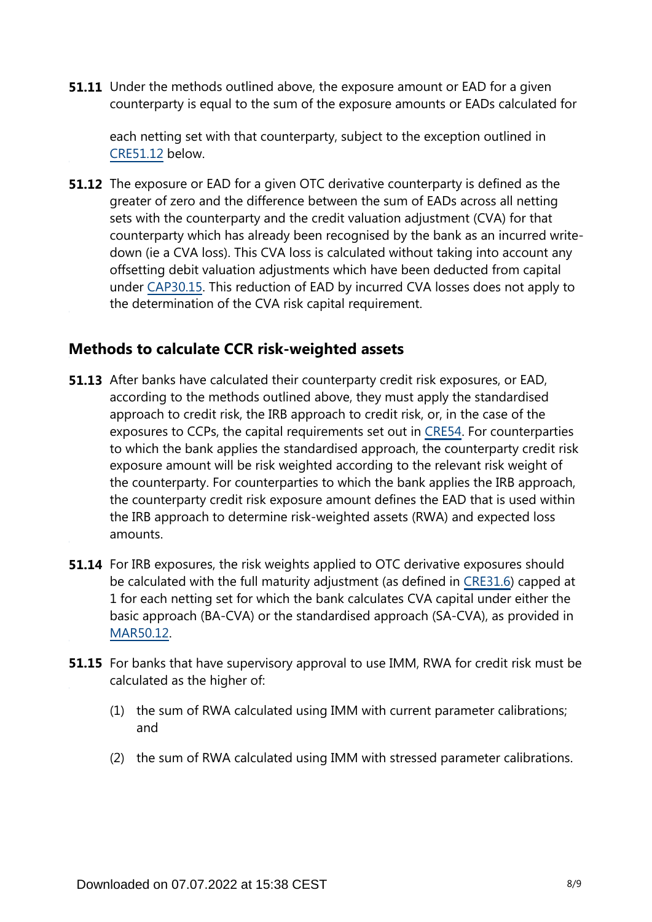**51.11** Under the methods outlined above, the exposure amount or EAD for a given counterparty is equal to the sum of the exposure amounts or EADs calculated for each netting set with that counterparty, subject to the exception outlined in CRE51.12 below.

**51.12** The exposure or EAD for a given OTC derivative counterparty is defined as the greater of zero and the difference between the sum of EADs across all netting sets with the counterparty and the credit valuation adjustment (CVA) for that counterparty which has already been recognised by the bank as an incurred write-down (ie a CVA loss). This CVA loss is calculated without taking into account any offsetting debit valuation adjustments which have been deducted from capital under CAP30.15. This reduction of EAD by incurred CVA losses does not apply to the determination of the CVA risk capital requirement.

## Methods to calculate CCR risk-weighted assets

**51.13** After banks have calculated their counterparty credit risk exposures, or EAD, according to the methods outlined above, they must apply the standardised approach to credit risk, the IRB approach to credit risk, or, in the case of the exposures to CCPs, the capital requirements set out in CRE54. For counterparties to which the bank applies the standardised approach, the counterparty credit risk exposure amount will be risk weighted according to the relevant risk weight of the counterparty. For counterparties to which the bank applies the IRB approach, the counterparty credit risk exposure amount defines the EAD that is used within the IRB approach to determine risk-weighted assets (RWA) and expected loss amounts.

**51.14** For IRB exposures, the risk weights applied to OTC derivative exposures should be calculated with the full maturity adjustment (as defined in CRE31.6) capped at 1 for each netting set for which the bank calculates CVA capital under either the basic approach (BA-CVA) or the standardised approach (SA-CVA), as provided in MAR50.12.

**51.15** For banks that have supervisory approval to use IMM, RWA for credit risk must be calculated as the higher of:

(1) the sum of RWA calculated using IMM with current parameter calibrations; and

(2) the sum of RWA calculated using IMM with stressed parameter calibrations.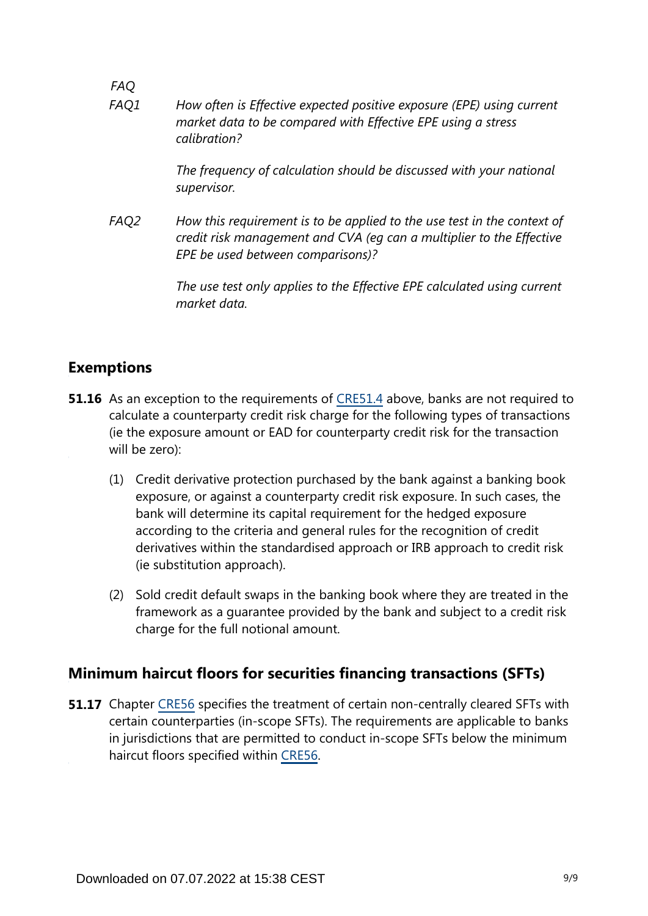*FAQ*

*FAQ1* *How often is Effective expected positive exposure (EPE) using current market data to be compared with Effective EPE using a stress calibration?*

*The frequency of calculation should be discussed with your national supervisor.*

*FAQ2* *How this requirement is to be applied to the use test in the context of credit risk management and CVA (eg can a multiplier to the Effective EPE be used between comparisons)?*

*The use test only applies to the Effective EPE calculated using current market data.*

## Exemptions

**51.16** As an exception to the requirements of CRE51.4 above, banks are not required to calculate a counterparty credit risk charge for the following types of transactions (ie the exposure amount or EAD for counterparty credit risk for the transaction will be zero):

(1) Credit derivative protection purchased by the bank against a banking book exposure, or against a counterparty credit risk exposure. In such cases, the bank will determine its capital requirement for the hedged exposure according to the criteria and general rules for the recognition of credit derivatives within the standardised approach or IRB approach to credit risk (ie substitution approach).

(2) Sold credit default swaps in the banking book where they are treated in the framework as a guarantee provided by the bank and subject to a credit risk charge for the full notional amount.

## Minimum haircut floors for securities financing transactions (SFTs)

**51.17** Chapter CRE56 specifies the treatment of certain non-centrally cleared SFTs with certain counterparties (in-scope SFTs). The requirements are applicable to banks in jurisdictions that are permitted to conduct in-scope SFTs below the minimum haircut floors specified within CRE56.